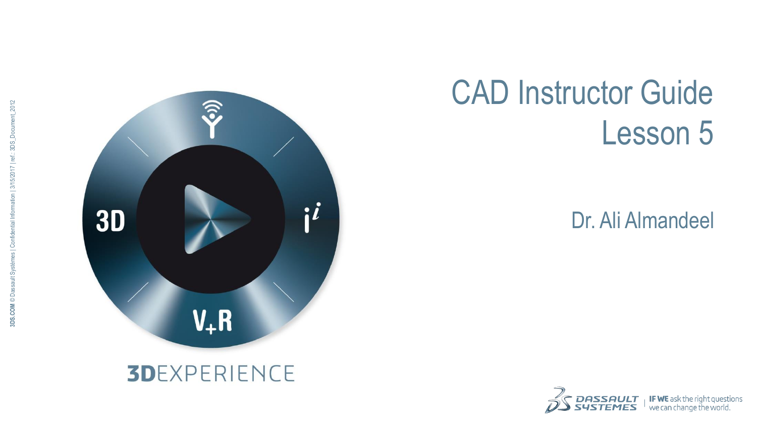# CAD Instructor Guide
# Lesson 5

Dr. Ali Almandeel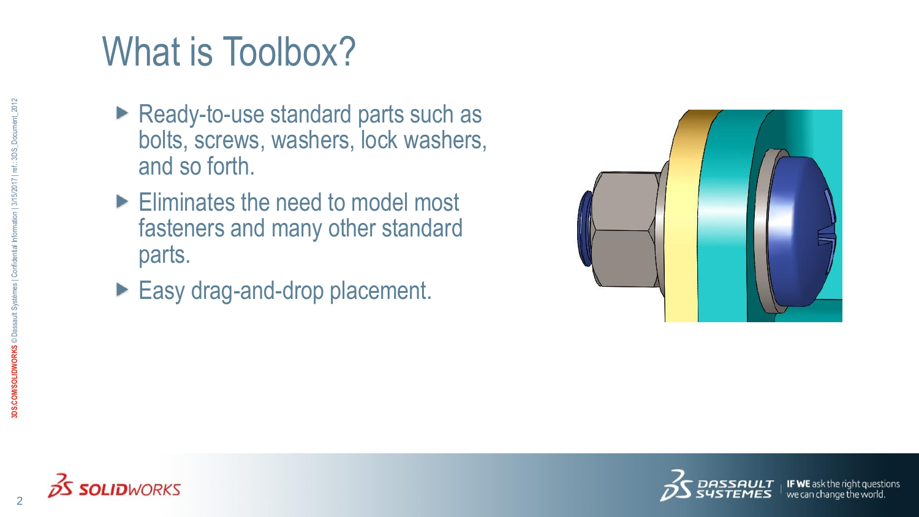# What is Toolbox?

- Ready-to-use standard parts such as bolts, screws, washers, lock washers, and so forth.
- Eliminates the need to model most fasteners and many other standard parts.
- Easy drag-and-drop placement.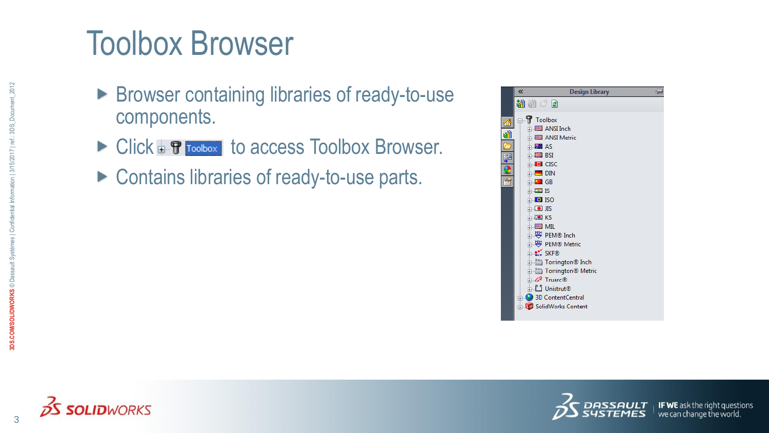# Toolbox Browser

- Browser containing libraries of ready-to-use components.
- Click Toolbox to access Toolbox Browser.
- Contains libraries of ready-to-use parts.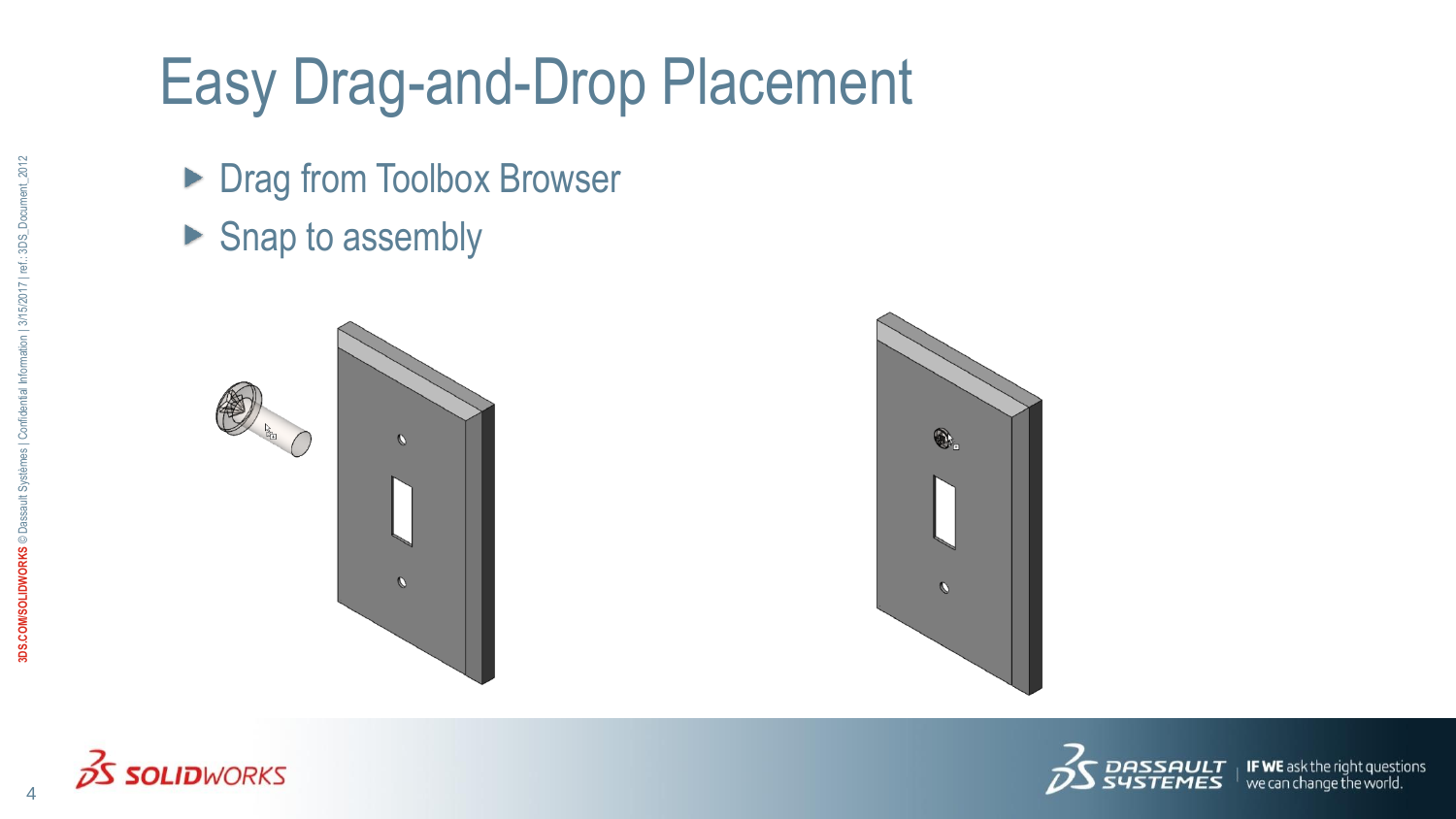# Easy Drag-and-Drop Placement

- Drag from Toolbox Browser
- Snap to assembly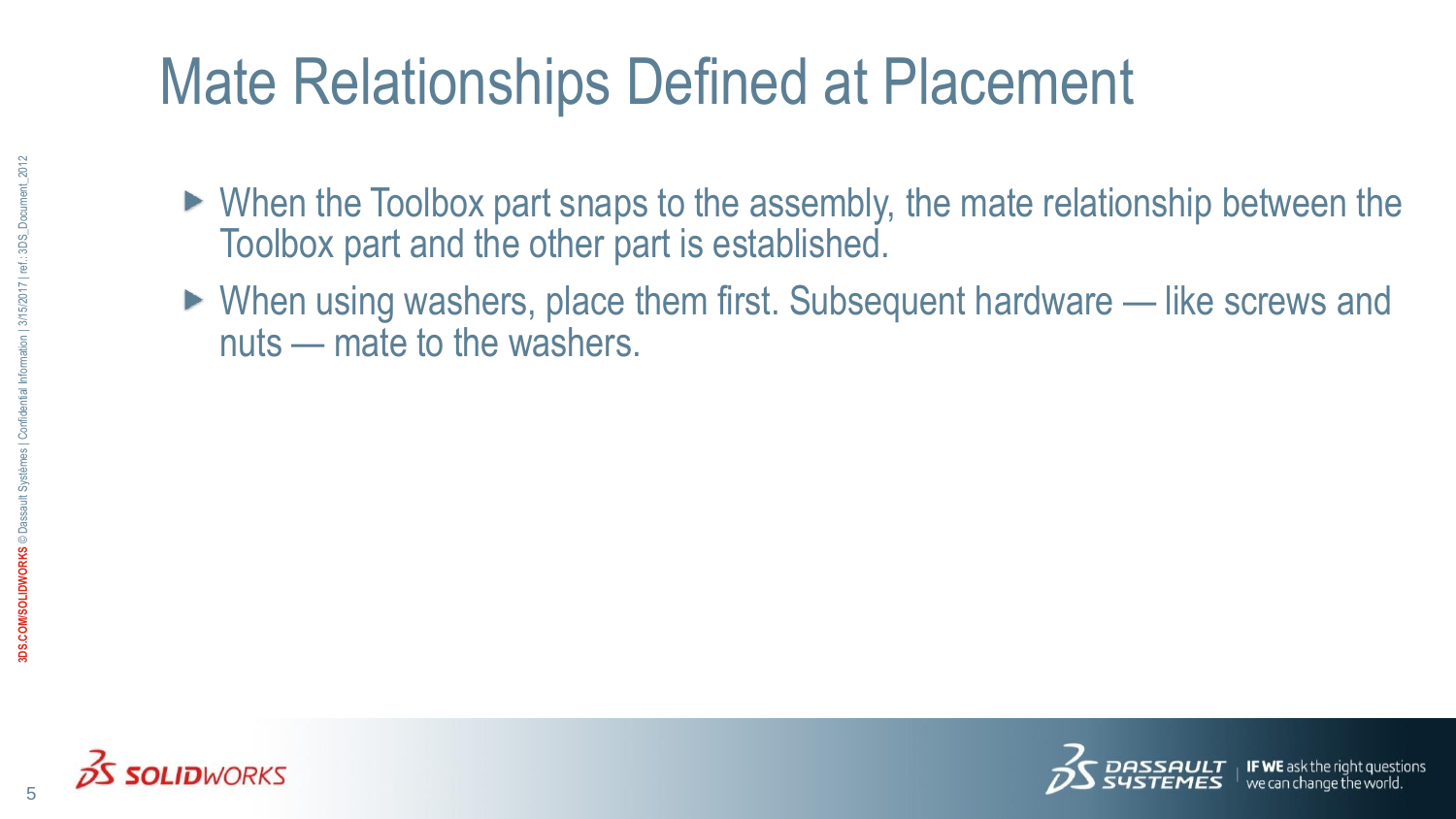# Mate Relationships Defined at Placement

- When the Toolbox part snaps to the assembly, the mate relationship between the Toolbox part and the other part is established.
- When using washers, place them first. Subsequent hardware — like screws and nuts — mate to the washers.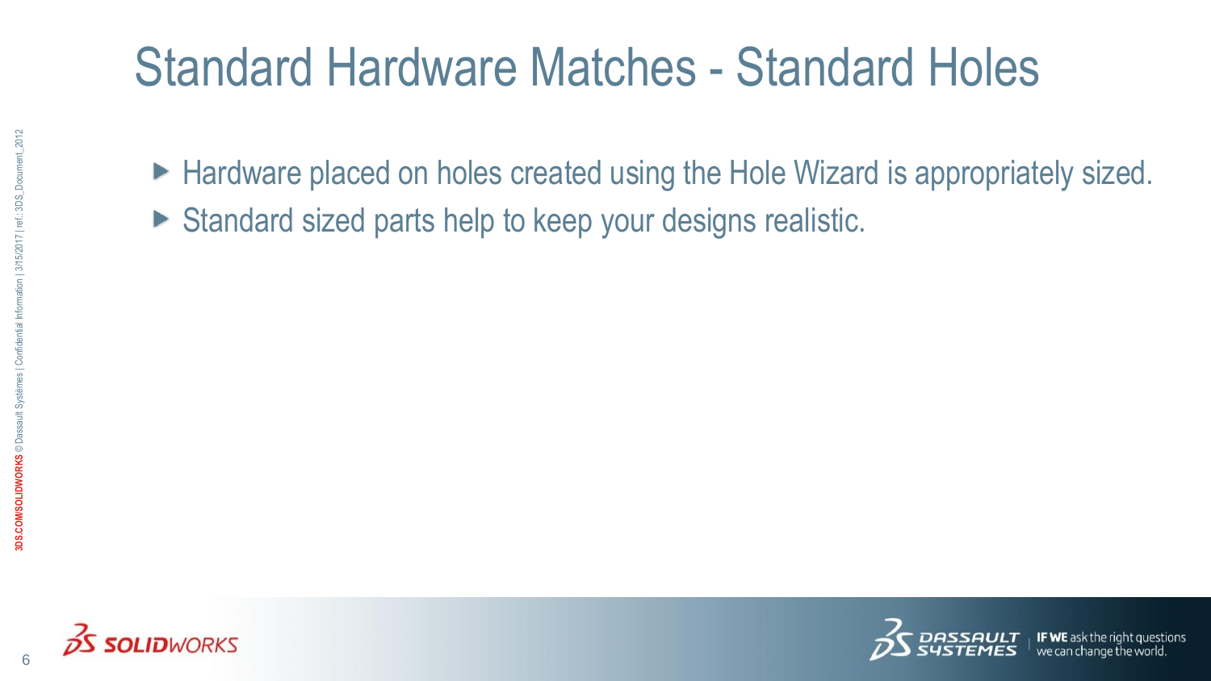# Standard Hardware Matches - Standard Holes

- Hardware placed on holes created using the Hole Wizard is appropriately sized.
- Standard sized parts help to keep your designs realistic.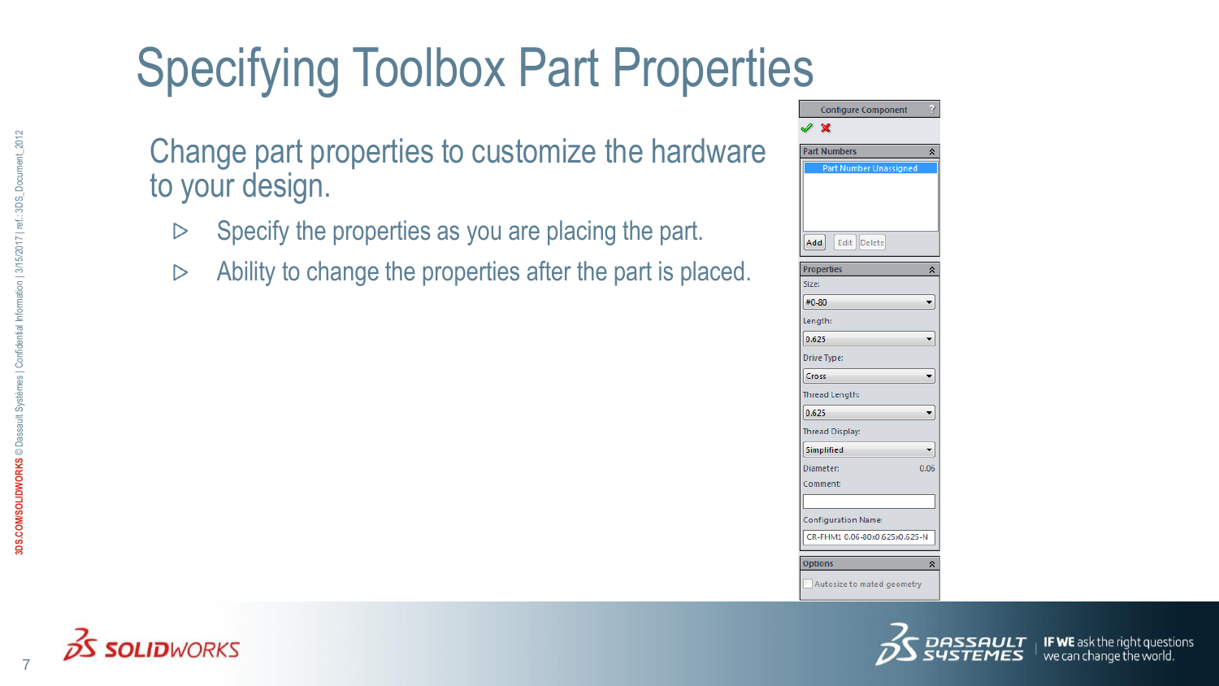# Specifying Toolbox Part Properties

Change part properties to customize the hardware to your design.

- Specify the properties as you are placing the part.
- Ability to change the properties after the part is placed.

Configure Component

Part Numbers

Part Number Unassigned

Add | Edit | Delete

Properties

Size: #0-80

Length: 0.625

Drive Type: Cross

Thread Length: 0.625

Thread Display: Simplified

Diameter: 0.06

Comment:

Configuration Name: CR-FHM1 0.06-80x0.625x0.625-N

Options

Autosize to mated geometry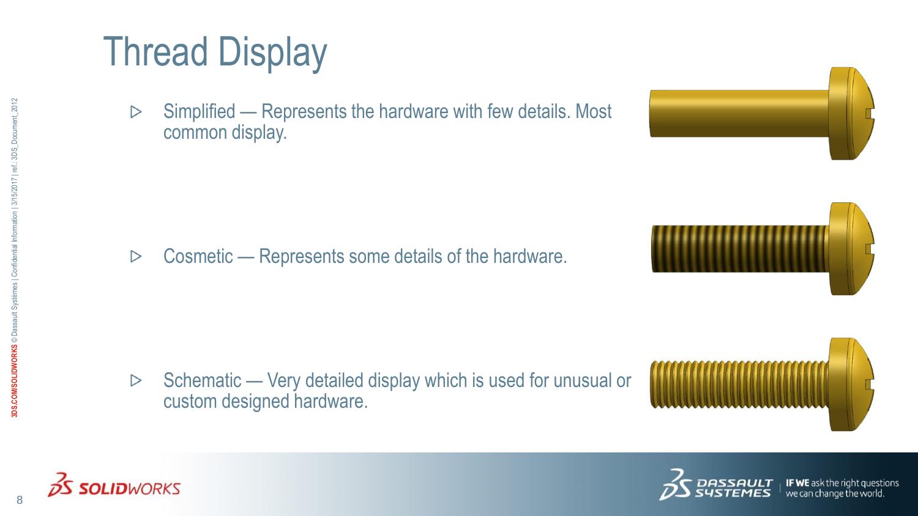# Thread Display

- Simplified — Represents the hardware with few details. Most common display.
- Cosmetic — Represents some details of the hardware.
- Schematic — Very detailed display which is used for unusual or custom designed hardware.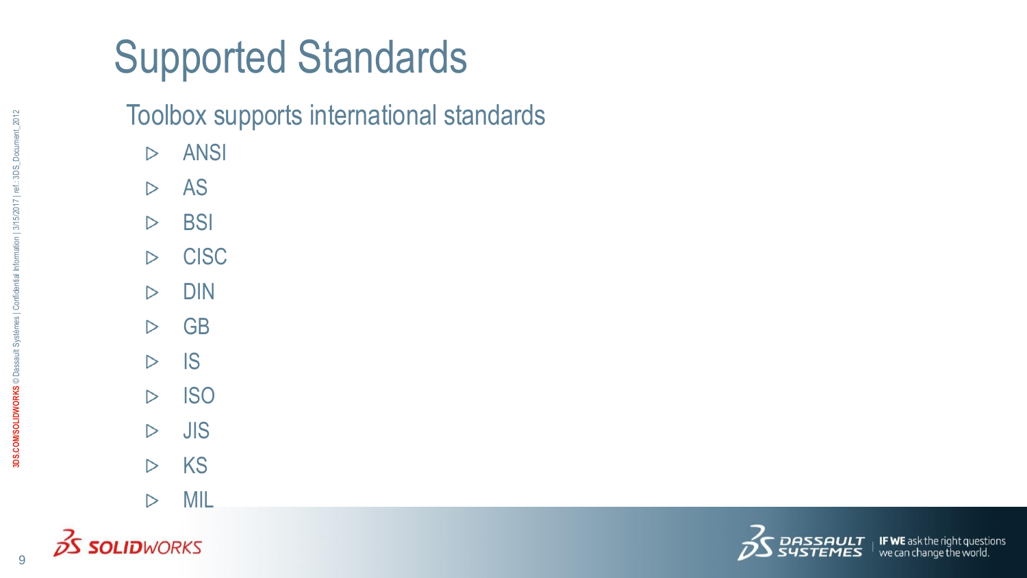# Supported Standards

Toolbox supports international standards

- ANSI
- AS
- BSI
- CISC
- DIN
- GB
- IS
- ISO
- JIS
- KS
- MIL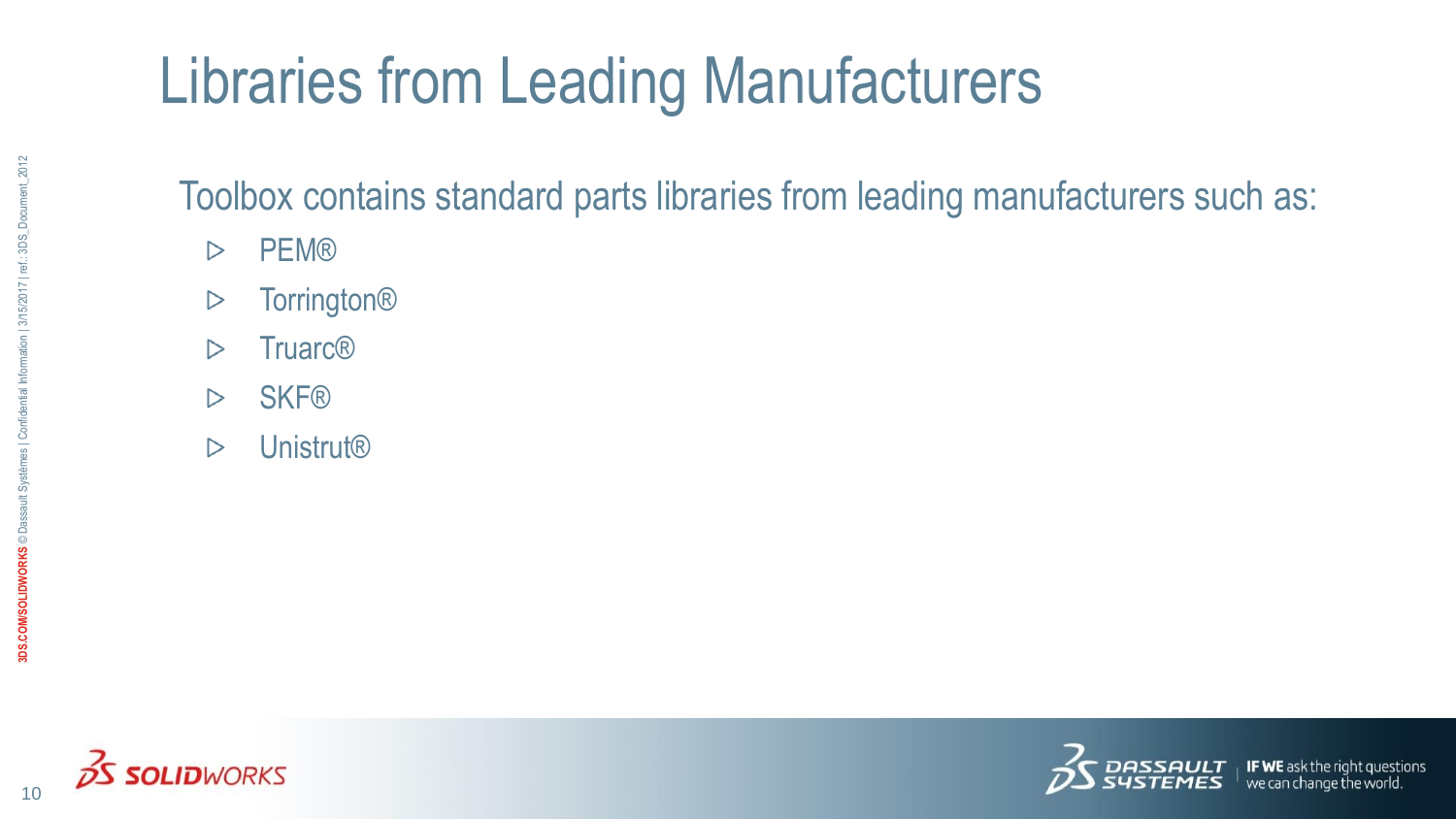# Libraries from Leading Manufacturers

Toolbox contains standard parts libraries from leading manufacturers such as:

- PEM®
- Torrington®
- Truarc®
- SKF®
- Unistrut®